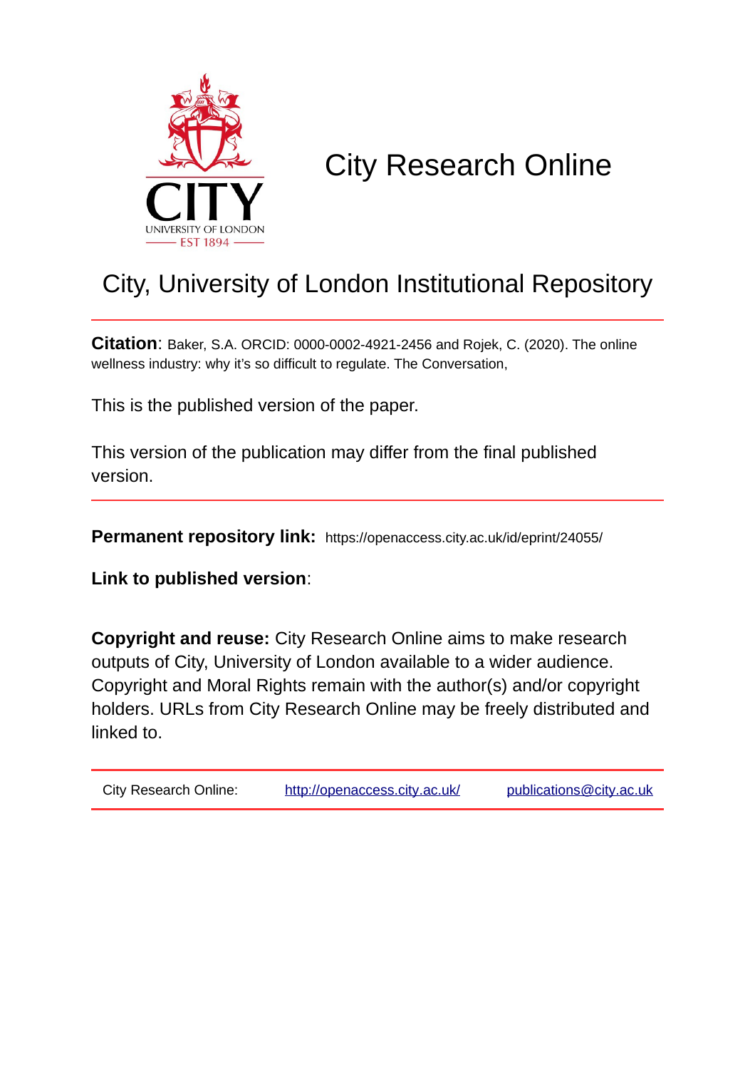# City Research Online

## City, University of London Institutional Repository

**Citation**: Baker, S.A. ORCID: 0000-0002-4921-2456 and Rojek, C. (2020). The online wellness industry: why it's so difficult to regulate. The Conversation,

This is the published version of the paper.

This version of the publication may differ from the final published version.

**Permanent repository link:** https://openaccess.city.ac.uk/id/eprint/24055/

**Link to published version**:

**Copyright and reuse:** City Research Online aims to make research outputs of City, University of London available to a wider audience. Copyright and Moral Rights remain with the author(s) and/or copyright holders. URLs from City Research Online may be freely distributed and linked to.

| City Research Online: | http://openaccess.city.ac.uk/ | publications@city.ac.uk |
|---|---|---|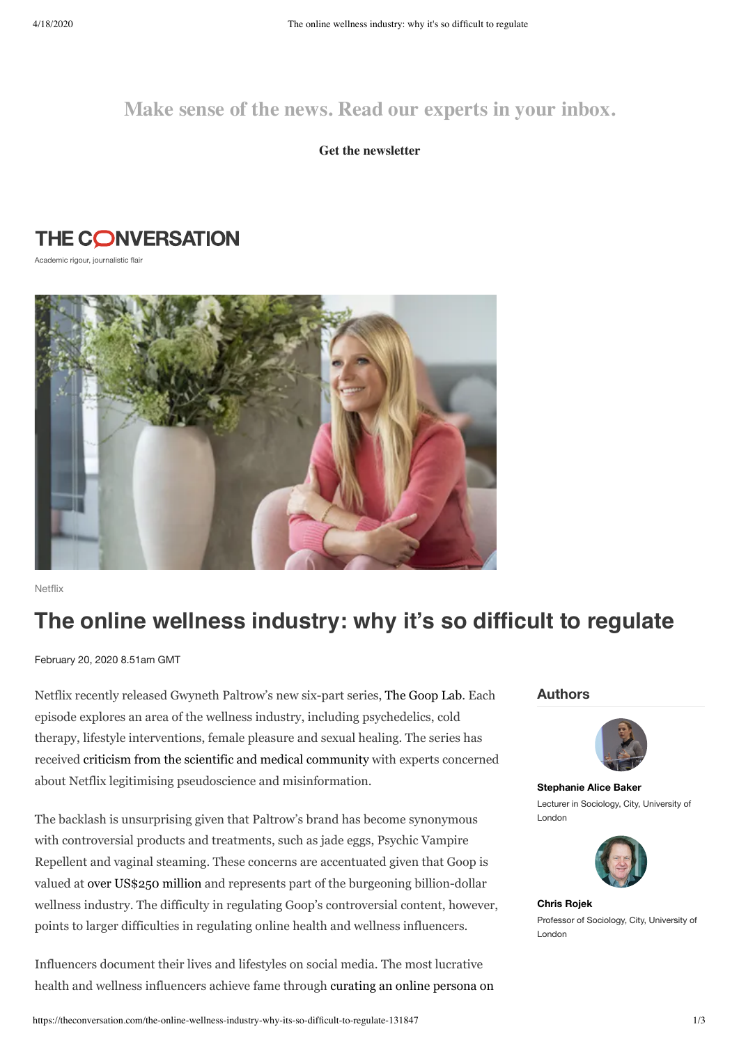Make sense of the news. Read our experts in your inbox.

**Get the newsletter**

THE CONVERSATION

Academic rigour, journalistic flair

Netflix

# The online wellness industry: why it's so difficult to regulate

February 20, 2020 8.51am GMT

**Authors**

**Stephanie Alice Baker**
Lecturer in Sociology, City, University of London

**Chris Rojek**
Professor of Sociology, City, University of London

Netflix recently released Gwyneth Paltrow's new six-part series, The Goop Lab. Each episode explores an area of the wellness industry, including psychedelics, cold therapy, lifestyle interventions, female pleasure and sexual healing. The series has received criticism from the scientific and medical community with experts concerned about Netflix legitimising pseudoscience and misinformation.

The backlash is unsurprising given that Paltrow's brand has become synonymous with controversial products and treatments, such as jade eggs, Psychic Vampire Repellent and vaginal steaming. These concerns are accentuated given that Goop is valued at over US$250 million and represents part of the burgeoning billion-dollar wellness industry. The difficulty in regulating Goop's controversial content, however, points to larger difficulties in regulating online health and wellness influencers.

Influencers document their lives and lifestyles on social media. The most lucrative health and wellness influencers achieve fame through curating an online persona on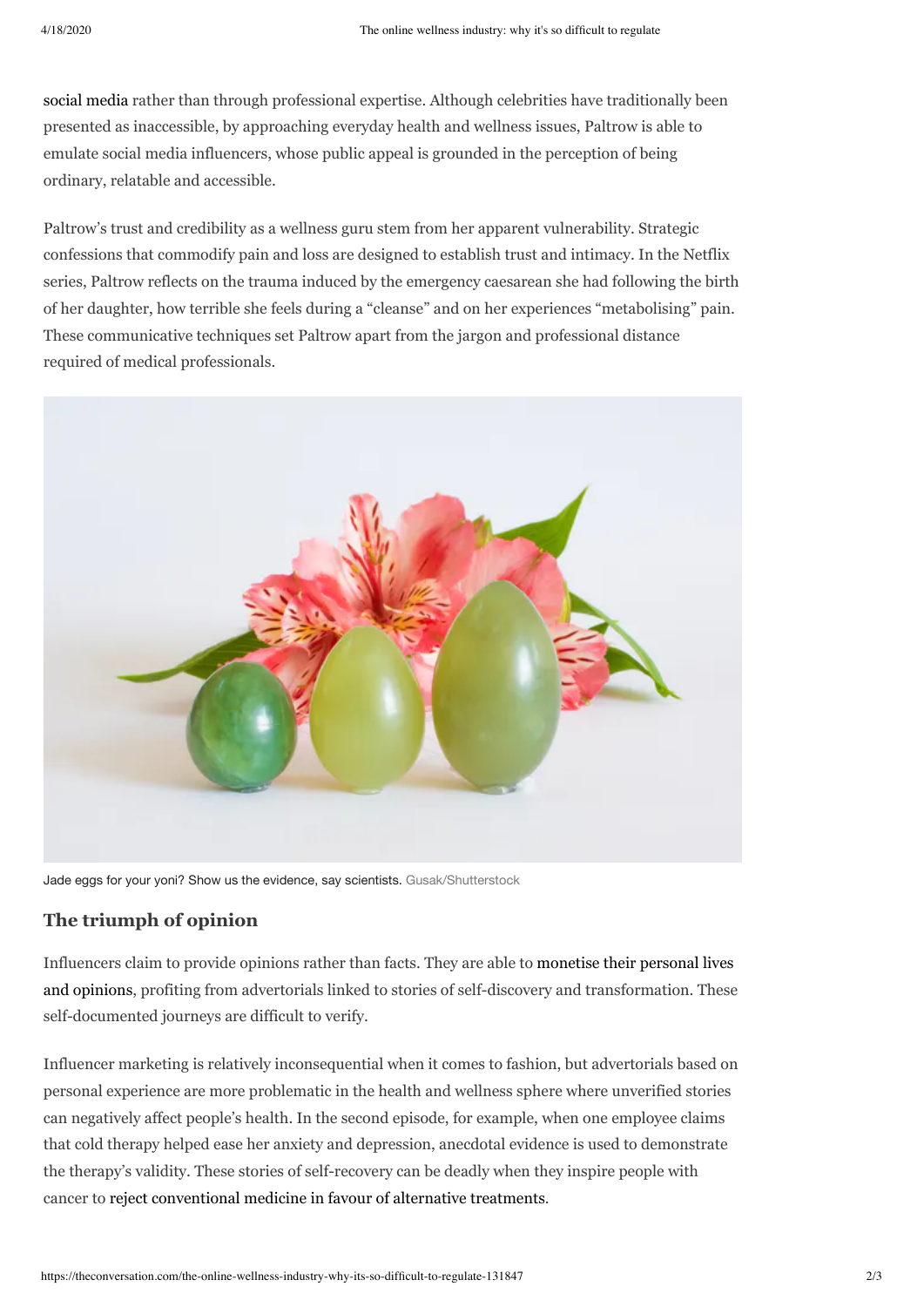social media rather than through professional expertise. Although celebrities have traditionally been presented as inaccessible, by approaching everyday health and wellness issues, Paltrow is able to emulate social media influencers, whose public appeal is grounded in the perception of being ordinary, relatable and accessible.

Paltrow's trust and credibility as a wellness guru stem from her apparent vulnerability. Strategic confessions that commodify pain and loss are designed to establish trust and intimacy. In the Netflix series, Paltrow reflects on the trauma induced by the emergency caesarean she had following the birth of her daughter, how terrible she feels during a "cleanse" and on her experiences "metabolising" pain. These communicative techniques set Paltrow apart from the jargon and professional distance required of medical professionals.

Jade eggs for your yoni? Show us the evidence, say scientists. Gusak/Shutterstock

## The triumph of opinion

Influencers claim to provide opinions rather than facts. They are able to monetise their personal lives and opinions, profiting from advertorials linked to stories of self-discovery and transformation. These self-documented journeys are difficult to verify.

Influencer marketing is relatively inconsequential when it comes to fashion, but advertorials based on personal experience are more problematic in the health and wellness sphere where unverified stories can negatively affect people's health. In the second episode, for example, when one employee claims that cold therapy helped ease her anxiety and depression, anecdotal evidence is used to demonstrate the therapy's validity. These stories of self-recovery can be deadly when they inspire people with cancer to reject conventional medicine in favour of alternative treatments.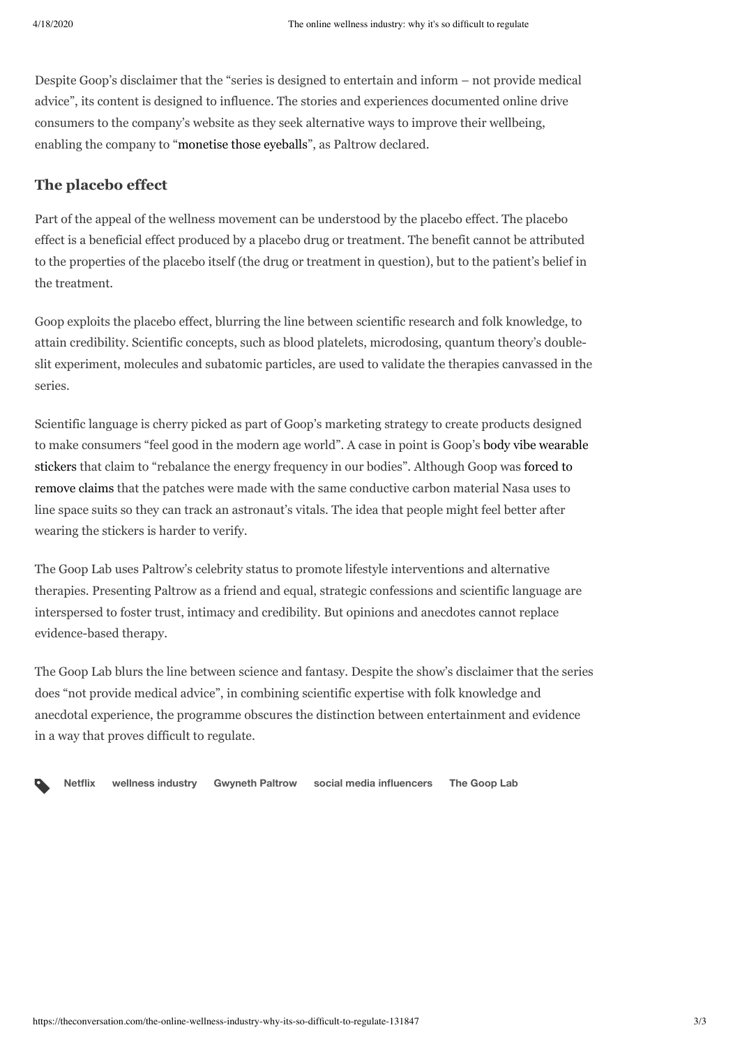Despite Goop's disclaimer that the "series is designed to entertain and inform – not provide medical advice", its content is designed to influence. The stories and experiences documented online drive consumers to the company's website as they seek alternative ways to improve their wellbeing, enabling the company to "monetise those eyeballs", as Paltrow declared.

## The placebo effect

Part of the appeal of the wellness movement can be understood by the placebo effect. The placebo effect is a beneficial effect produced by a placebo drug or treatment. The benefit cannot be attributed to the properties of the placebo itself (the drug or treatment in question), but to the patient's belief in the treatment.

Goop exploits the placebo effect, blurring the line between scientific research and folk knowledge, to attain credibility. Scientific concepts, such as blood platelets, microdosing, quantum theory's double-slit experiment, molecules and subatomic particles, are used to validate the therapies canvassed in the series.

Scientific language is cherry picked as part of Goop's marketing strategy to create products designed to make consumers "feel good in the modern age world". A case in point is Goop's body vibe wearable stickers that claim to "rebalance the energy frequency in our bodies". Although Goop was forced to remove claims that the patches were made with the same conductive carbon material Nasa uses to line space suits so they can track an astronaut's vitals. The idea that people might feel better after wearing the stickers is harder to verify.

The Goop Lab uses Paltrow's celebrity status to promote lifestyle interventions and alternative therapies. Presenting Paltrow as a friend and equal, strategic confessions and scientific language are interspersed to foster trust, intimacy and credibility. But opinions and anecdotes cannot replace evidence-based therapy.

The Goop Lab blurs the line between science and fantasy. Despite the show's disclaimer that the series does "not provide medical advice", in combining scientific expertise with folk knowledge and anecdotal experience, the programme obscures the distinction between entertainment and evidence in a way that proves difficult to regulate.

Netflix   wellness industry   Gwyneth Paltrow   social media influencers   The Goop Lab